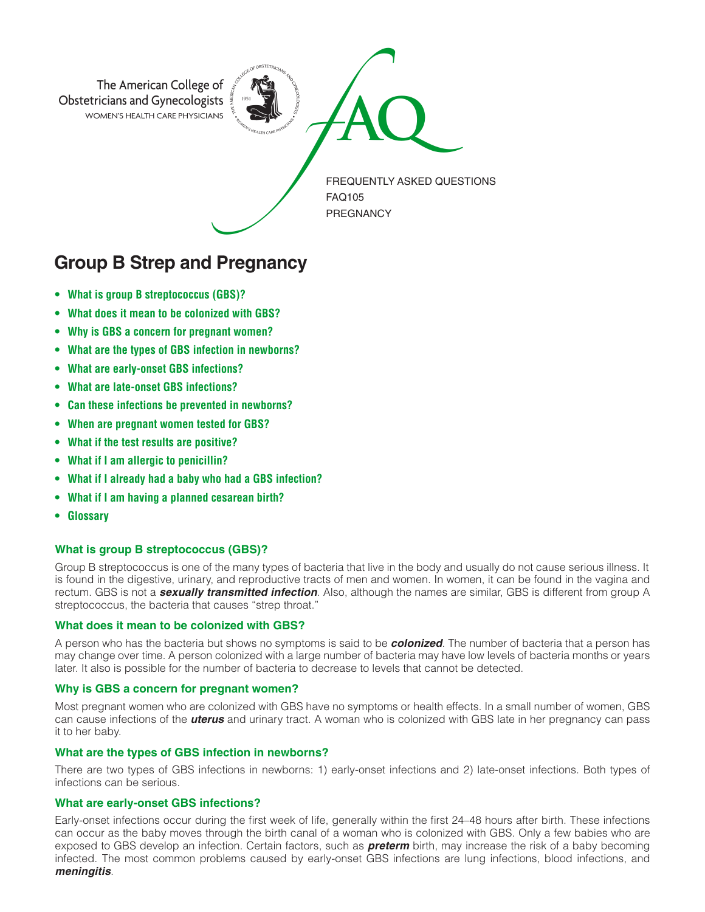The American College of Obstetricians and Gynecologists
WOMEN'S HEALTH CARE PHYSICIANS

FAQ

FREQUENTLY ASKED QUESTIONS
FAQ105
PREGNANCY

# Group B Strep and Pregnancy

- **What is group B streptococcus (GBS)?**
- **What does it mean to be colonized with GBS?**
- **Why is GBS a concern for pregnant women?**
- **What are the types of GBS infection in newborns?**
- **What are early-onset GBS infections?**
- **What are late-onset GBS infections?**
- **Can these infections be prevented in newborns?**
- **When are pregnant women tested for GBS?**
- **What if the test results are positive?**
- **What if I am allergic to penicillin?**
- **What if I already had a baby who had a GBS infection?**
- **What if I am having a planned cesarean birth?**
- **Glossary**

### What is group B streptococcus (GBS)?

Group B streptococcus is one of the many types of bacteria that live in the body and usually do not cause serious illness. It is found in the digestive, urinary, and reproductive tracts of men and women. In women, it can be found in the vagina and rectum. GBS is not a ***sexually transmitted infection***. Also, although the names are similar, GBS is different from group A streptococcus, the bacteria that causes "strep throat."

### What does it mean to be colonized with GBS?

A person who has the bacteria but shows no symptoms is said to be ***colonized***. The number of bacteria that a person has may change over time. A person colonized with a large number of bacteria may have low levels of bacteria months or years later. It also is possible for the number of bacteria to decrease to levels that cannot be detected.

### Why is GBS a concern for pregnant women?

Most pregnant women who are colonized with GBS have no symptoms or health effects. In a small number of women, GBS can cause infections of the ***uterus*** and urinary tract. A woman who is colonized with GBS late in her pregnancy can pass it to her baby.

### What are the types of GBS infection in newborns?

There are two types of GBS infections in newborns: 1) early-onset infections and 2) late-onset infections. Both types of infections can be serious.

### What are early-onset GBS infections?

Early-onset infections occur during the first week of life, generally within the first 24–48 hours after birth. These infections can occur as the baby moves through the birth canal of a woman who is colonized with GBS. Only a few babies who are exposed to GBS develop an infection. Certain factors, such as ***preterm*** birth, may increase the risk of a baby becoming infected. The most common problems caused by early-onset GBS infections are lung infections, blood infections, and ***meningitis***.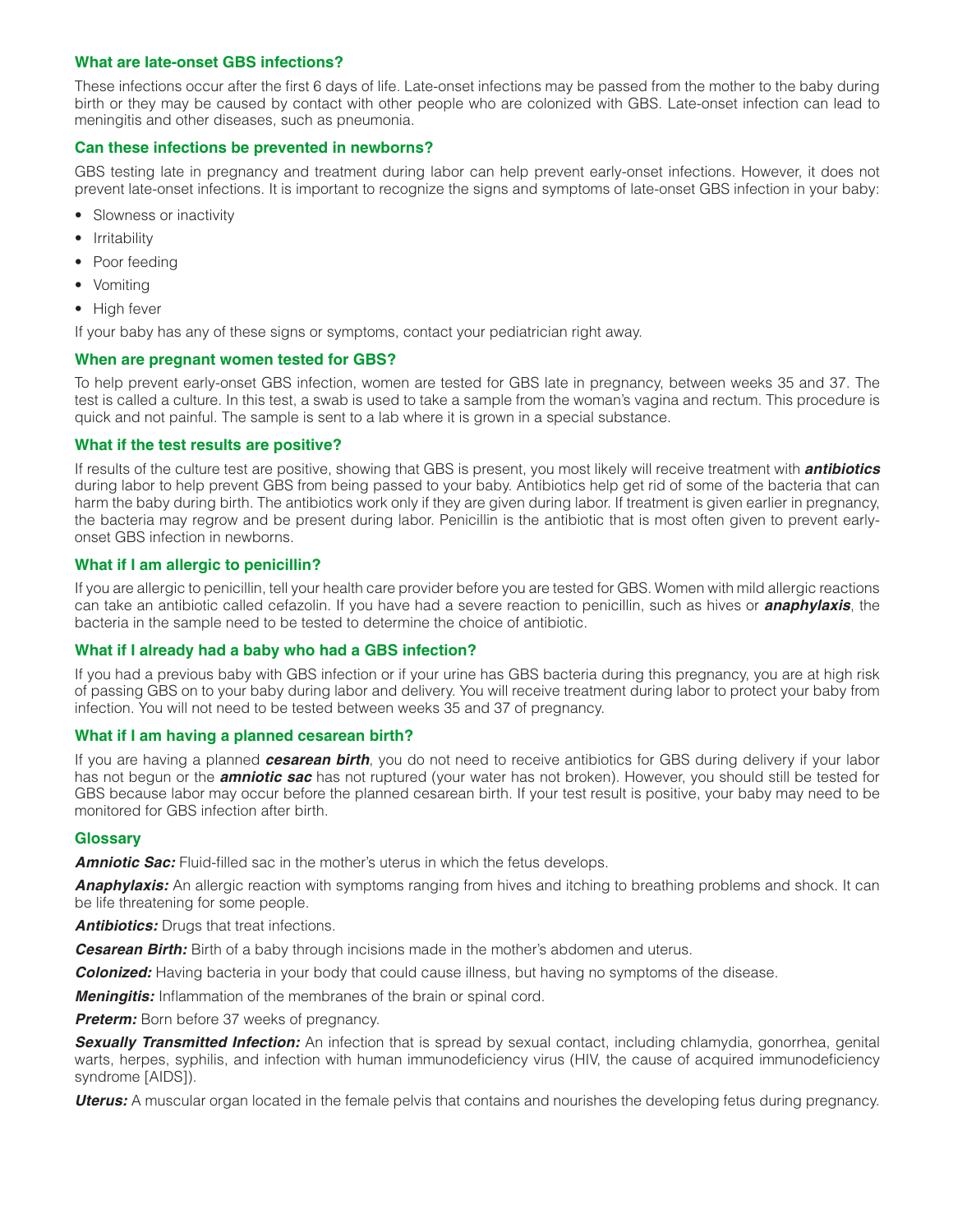### What are late-onset GBS infections?

These infections occur after the first 6 days of life. Late-onset infections may be passed from the mother to the baby during birth or they may be caused by contact with other people who are colonized with GBS. Late-onset infection can lead to meningitis and other diseases, such as pneumonia.

### Can these infections be prevented in newborns?

GBS testing late in pregnancy and treatment during labor can help prevent early-onset infections. However, it does not prevent late-onset infections. It is important to recognize the signs and symptoms of late-onset GBS infection in your baby:

- Slowness or inactivity
- Irritability
- Poor feeding
- Vomiting
- High fever

If your baby has any of these signs or symptoms, contact your pediatrician right away.

### When are pregnant women tested for GBS?

To help prevent early-onset GBS infection, women are tested for GBS late in pregnancy, between weeks 35 and 37. The test is called a culture. In this test, a swab is used to take a sample from the woman's vagina and rectum. This procedure is quick and not painful. The sample is sent to a lab where it is grown in a special substance.

### What if the test results are positive?

If results of the culture test are positive, showing that GBS is present, you most likely will receive treatment with ***antibiotics*** during labor to help prevent GBS from being passed to your baby. Antibiotics help get rid of some of the bacteria that can harm the baby during birth. The antibiotics work only if they are given during labor. If treatment is given earlier in pregnancy, the bacteria may regrow and be present during labor. Penicillin is the antibiotic that is most often given to prevent early-onset GBS infection in newborns.

### What if I am allergic to penicillin?

If you are allergic to penicillin, tell your health care provider before you are tested for GBS. Women with mild allergic reactions can take an antibiotic called cefazolin. If you have had a severe reaction to penicillin, such as hives or ***anaphylaxis***, the bacteria in the sample need to be tested to determine the choice of antibiotic.

### What if I already had a baby who had a GBS infection?

If you had a previous baby with GBS infection or if your urine has GBS bacteria during this pregnancy, you are at high risk of passing GBS on to your baby during labor and delivery. You will receive treatment during labor to protect your baby from infection. You will not need to be tested between weeks 35 and 37 of pregnancy.

### What if I am having a planned cesarean birth?

If you are having a planned ***cesarean birth***, you do not need to receive antibiotics for GBS during delivery if your labor has not begun or the ***amniotic sac*** has not ruptured (your water has not broken). However, you should still be tested for GBS because labor may occur before the planned cesarean birth. If your test result is positive, your baby may need to be monitored for GBS infection after birth.

### Glossary

***Amniotic Sac:*** Fluid-filled sac in the mother's uterus in which the fetus develops.

***Anaphylaxis:*** An allergic reaction with symptoms ranging from hives and itching to breathing problems and shock. It can be life threatening for some people.

***Antibiotics:*** Drugs that treat infections.

***Cesarean Birth:*** Birth of a baby through incisions made in the mother's abdomen and uterus.

***Colonized:*** Having bacteria in your body that could cause illness, but having no symptoms of the disease.

***Meningitis:*** Inflammation of the membranes of the brain or spinal cord.

***Preterm:*** Born before 37 weeks of pregnancy.

***Sexually Transmitted Infection:*** An infection that is spread by sexual contact, including chlamydia, gonorrhea, genital warts, herpes, syphilis, and infection with human immunodeficiency virus (HIV, the cause of acquired immunodeficiency syndrome [AIDS]).

***Uterus:*** A muscular organ located in the female pelvis that contains and nourishes the developing fetus during pregnancy.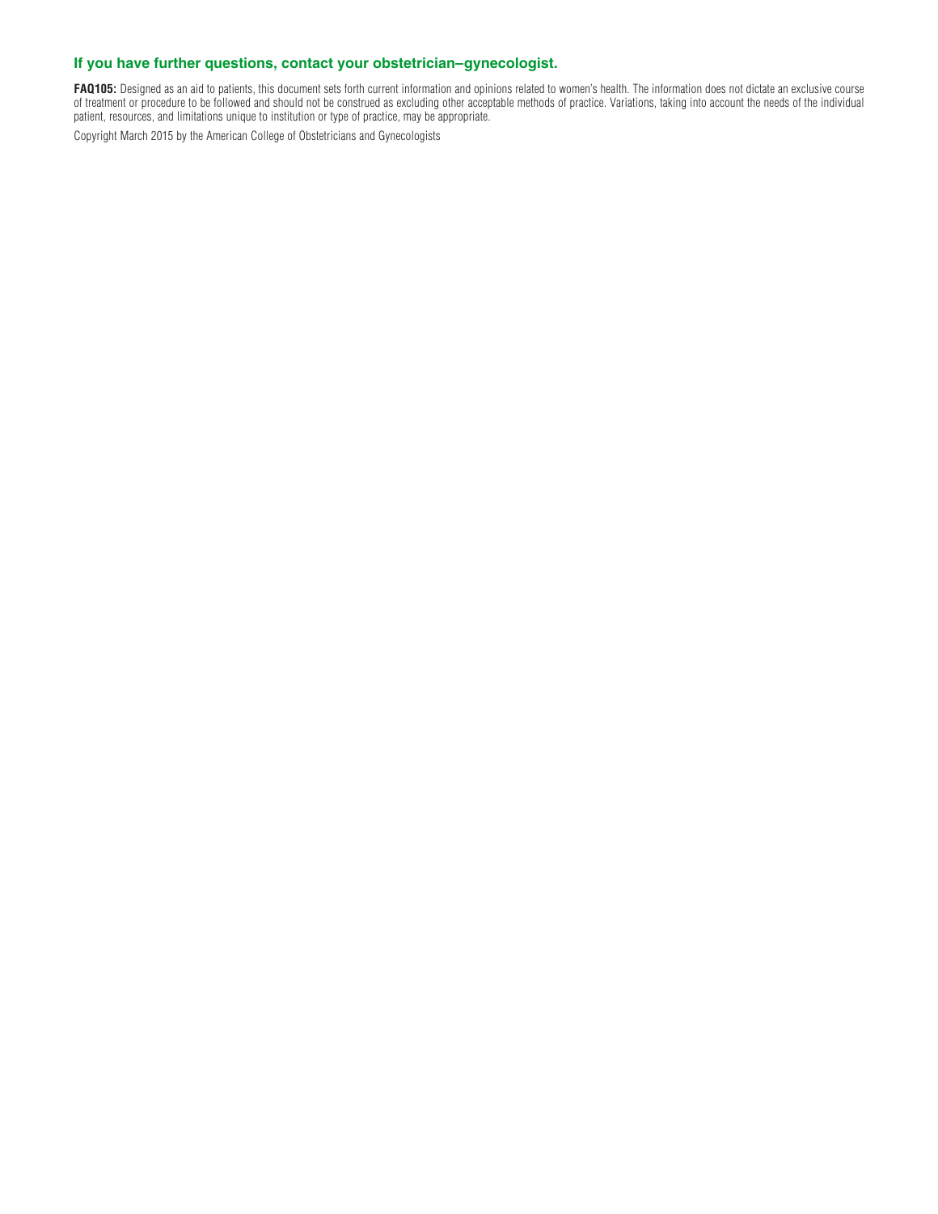**If you have further questions, contact your obstetrician–gynecologist.**

**FAQ105:** Designed as an aid to patients, this document sets forth current information and opinions related to women's health. The information does not dictate an exclusive course of treatment or procedure to be followed and should not be construed as excluding other acceptable methods of practice. Variations, taking into account the needs of the individual patient, resources, and limitations unique to institution or type of practice, may be appropriate.

Copyright March 2015 by the American College of Obstetricians and Gynecologists